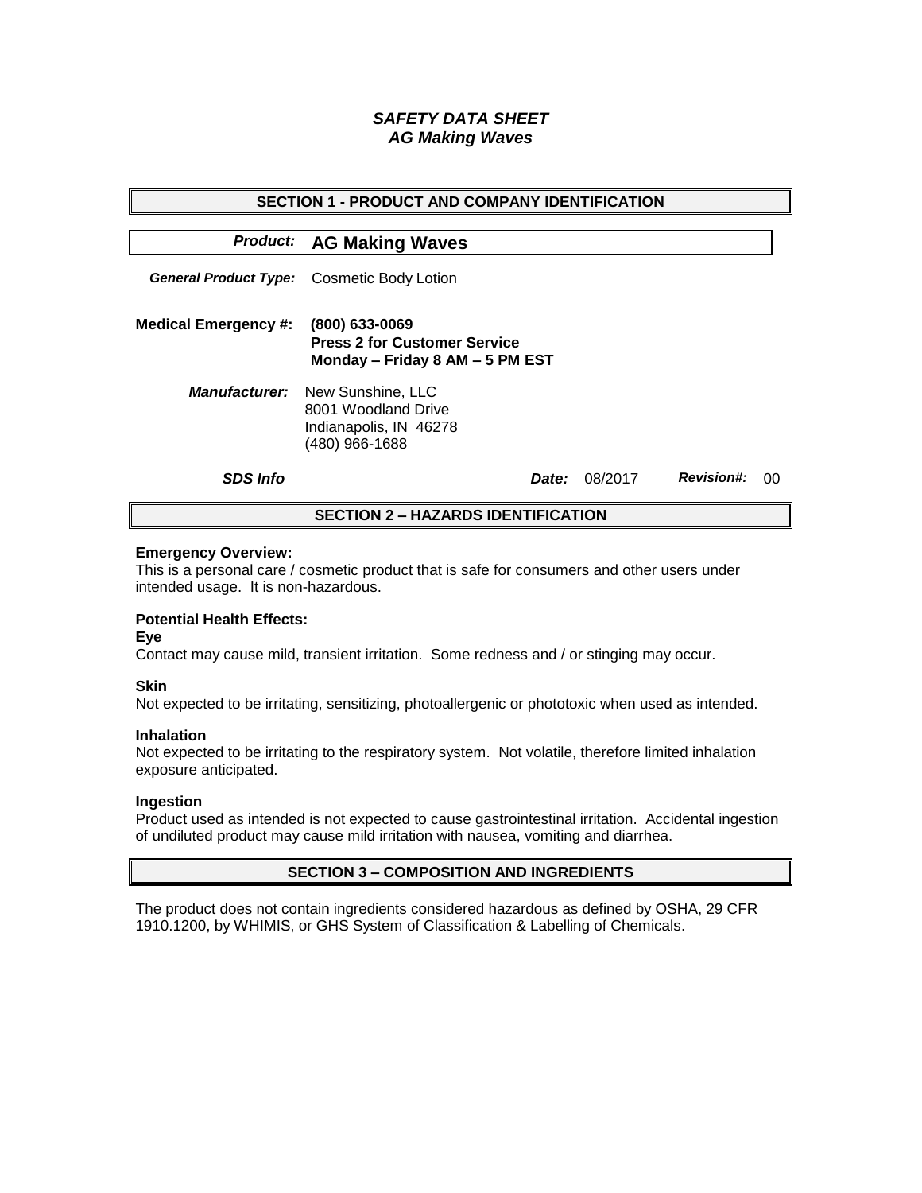# *SAFETY DATA SHEET*
# *AG Making Waves*

## SECTION 1 - PRODUCT AND COMPANY IDENTIFICATION

***Product:*** **AG Making Waves**

***General Product Type:*** Cosmetic Body Lotion

**Medical Emergency #:** **(800) 633-0069**
**Press 2 for Customer Service**
**Monday – Friday 8 AM – 5 PM EST**

***Manufacturer:*** New Sunshine, LLC
8001 Woodland Drive
Indianapolis, IN 46278
(480) 966-1688

***SDS Info*** ***Date:*** 08/2017 ***Revision#:*** 00

## SECTION 2 – HAZARDS IDENTIFICATION

**Emergency Overview:**
This is a personal care / cosmetic product that is safe for consumers and other users under intended usage. It is non-hazardous.

**Potential Health Effects:**

**Eye**
Contact may cause mild, transient irritation. Some redness and / or stinging may occur.

**Skin**
Not expected to be irritating, sensitizing, photoallergenic or phototoxic when used as intended.

**Inhalation**
Not expected to be irritating to the respiratory system. Not volatile, therefore limited inhalation exposure anticipated.

**Ingestion**
Product used as intended is not expected to cause gastrointestinal irritation. Accidental ingestion of undiluted product may cause mild irritation with nausea, vomiting and diarrhea.

## SECTION 3 – COMPOSITION AND INGREDIENTS

The product does not contain ingredients considered hazardous as defined by OSHA, 29 CFR 1910.1200, by WHIMIS, or GHS System of Classification & Labelling of Chemicals.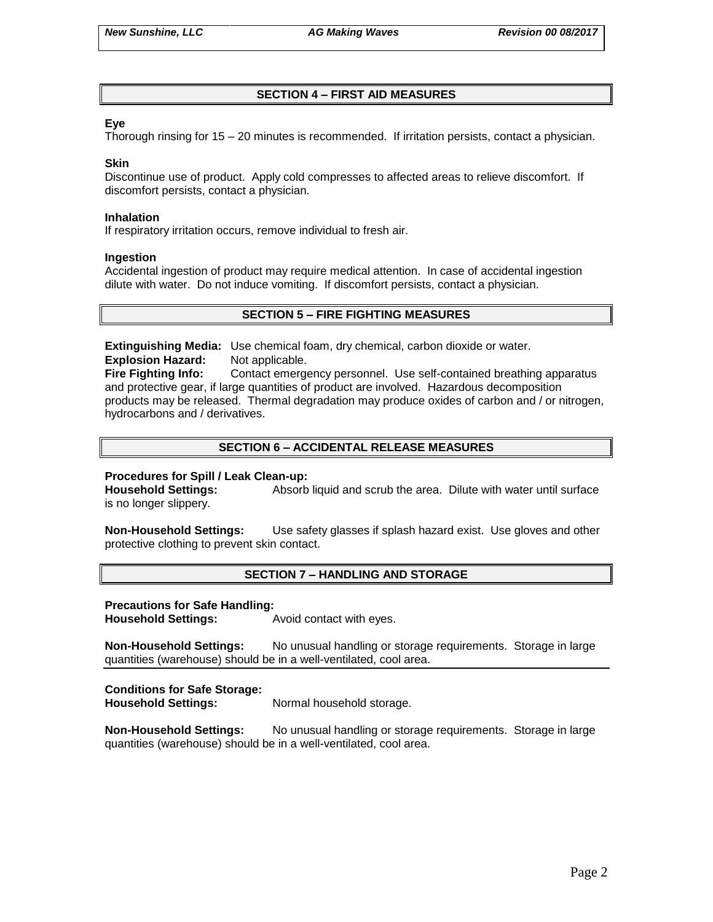## SECTION 4 – FIRST AID MEASURES

**Eye**
Thorough rinsing for 15 – 20 minutes is recommended. If irritation persists, contact a physician.

**Skin**
Discontinue use of product. Apply cold compresses to affected areas to relieve discomfort. If discomfort persists, contact a physician.

**Inhalation**
If respiratory irritation occurs, remove individual to fresh air.

**Ingestion**
Accidental ingestion of product may require medical attention. In case of accidental ingestion dilute with water. Do not induce vomiting. If discomfort persists, contact a physician.

## SECTION 5 – FIRE FIGHTING MEASURES

**Extinguishing Media:** Use chemical foam, dry chemical, carbon dioxide or water.
**Explosion Hazard:** Not applicable.
**Fire Fighting Info:** Contact emergency personnel. Use self-contained breathing apparatus and protective gear, if large quantities of product are involved. Hazardous decomposition products may be released. Thermal degradation may produce oxides of carbon and / or nitrogen, hydrocarbons and / derivatives.

## SECTION 6 – ACCIDENTAL RELEASE MEASURES

**Procedures for Spill / Leak Clean-up:**
**Household Settings:** Absorb liquid and scrub the area. Dilute with water until surface is no longer slippery.

**Non-Household Settings:** Use safety glasses if splash hazard exist. Use gloves and other protective clothing to prevent skin contact.

## SECTION 7 – HANDLING AND STORAGE

**Precautions for Safe Handling:**
**Household Settings:** Avoid contact with eyes.

**Non-Household Settings:** No unusual handling or storage requirements. Storage in large quantities (warehouse) should be in a well-ventilated, cool area.

**Conditions for Safe Storage:**
**Household Settings:** Normal household storage.

**Non-Household Settings:** No unusual handling or storage requirements. Storage in large quantities (warehouse) should be in a well-ventilated, cool area.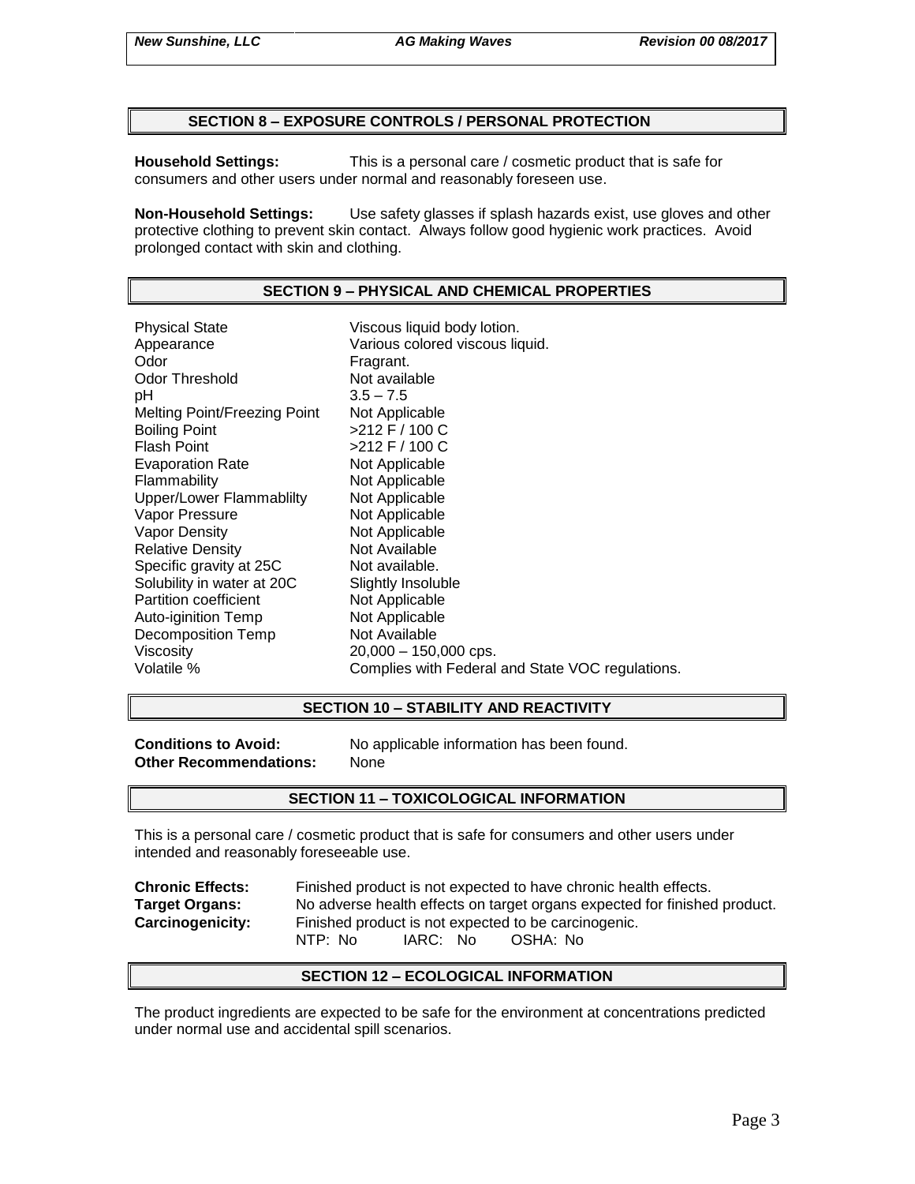## SECTION 8 – EXPOSURE CONTROLS / PERSONAL PROTECTION

**Household Settings:** This is a personal care / cosmetic product that is safe for consumers and other users under normal and reasonably foreseen use.

**Non-Household Settings:** Use safety glasses if splash hazards exist, use gloves and other protective clothing to prevent skin contact. Always follow good hygienic work practices. Avoid prolonged contact with skin and clothing.

## SECTION 9 – PHYSICAL AND CHEMICAL PROPERTIES

| | |
|---|---|
| Physical State | Viscous liquid body lotion. |
| Appearance | Various colored viscous liquid. |
| Odor | Fragrant. |
| Odor Threshold | Not available |
| pH | 3.5 – 7.5 |
| Melting Point/Freezing Point | Not Applicable |
| Boiling Point | >212 F / 100 C |
| Flash Point | >212 F / 100 C |
| Evaporation Rate | Not Applicable |
| Flammability | Not Applicable |
| Upper/Lower Flammablilty | Not Applicable |
| Vapor Pressure | Not Applicable |
| Vapor Density | Not Applicable |
| Relative Density | Not Available |
| Specific gravity at 25C | Not available. |
| Solubility in water at 20C | Slightly Insoluble |
| Partition coefficient | Not Applicable |
| Auto-iginition Temp | Not Applicable |
| Decomposition Temp | Not Available |
| Viscosity | 20,000 – 150,000 cps. |
| Volatile % | Complies with Federal and State VOC regulations. |

## SECTION 10 – STABILITY AND REACTIVITY

**Conditions to Avoid:** No applicable information has been found.
**Other Recommendations:** None

## SECTION 11 – TOXICOLOGICAL INFORMATION

This is a personal care / cosmetic product that is safe for consumers and other users under intended and reasonably foreseeable use.

**Chronic Effects:** Finished product is not expected to have chronic health effects.
**Target Organs:** No adverse health effects on target organs expected for finished product.
**Carcinogenicity:** Finished product is not expected to be carcinogenic.
NTP: No IARC: No OSHA: No

## SECTION 12 – ECOLOGICAL INFORMATION

The product ingredients are expected to be safe for the environment at concentrations predicted under normal use and accidental spill scenarios.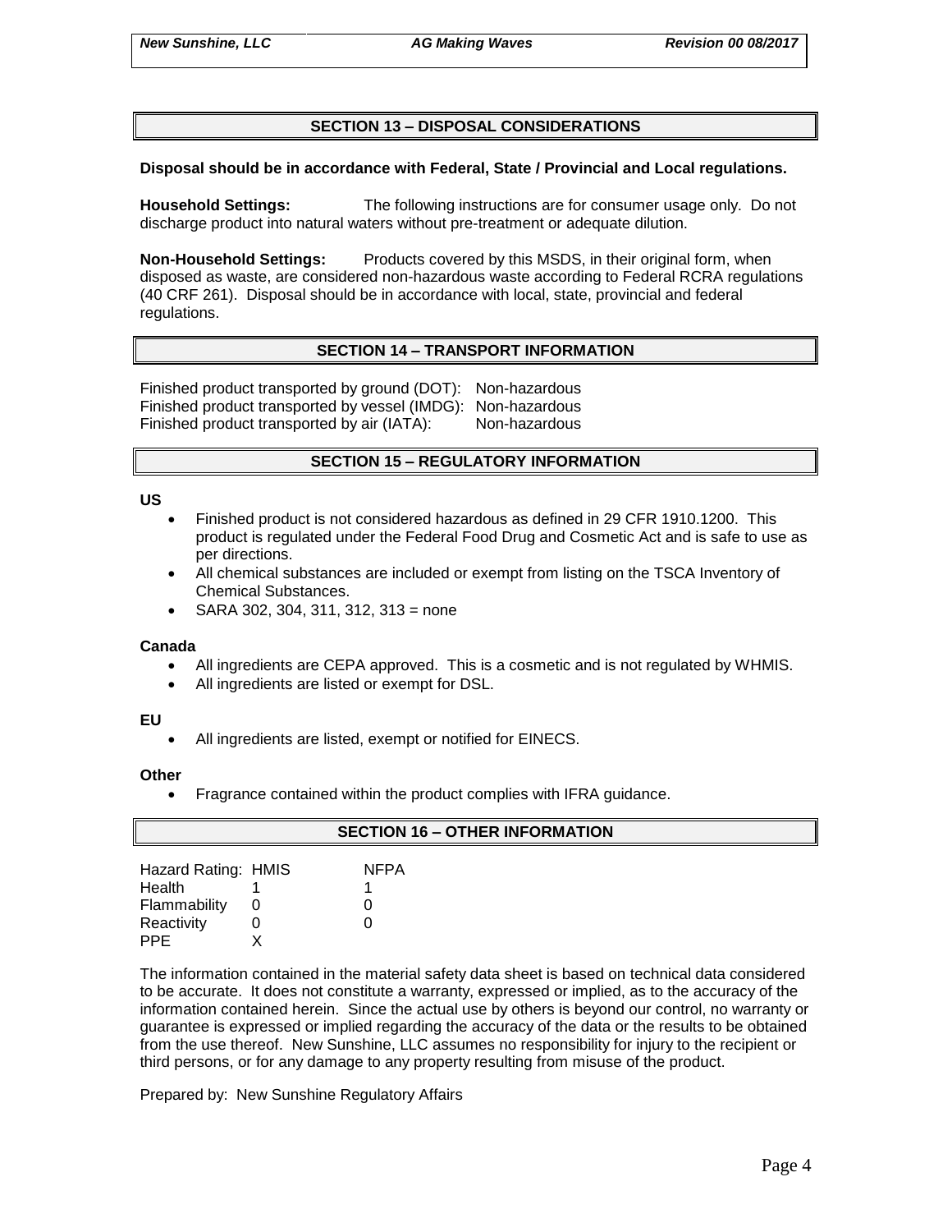## SECTION 13 – DISPOSAL CONSIDERATIONS

**Disposal should be in accordance with Federal, State / Provincial and Local regulations.**

**Household Settings:** The following instructions are for consumer usage only. Do not discharge product into natural waters without pre-treatment or adequate dilution.

**Non-Household Settings:** Products covered by this MSDS, in their original form, when disposed as waste, are considered non-hazardous waste according to Federal RCRA regulations (40 CRF 261). Disposal should be in accordance with local, state, provincial and federal regulations.

## SECTION 14 – TRANSPORT INFORMATION

| | |
|---|---|
| Finished product transported by ground (DOT): | Non-hazardous |
| Finished product transported by vessel (IMDG): | Non-hazardous |
| Finished product transported by air (IATA): | Non-hazardous |

## SECTION 15 – REGULATORY INFORMATION

**US**

- Finished product is not considered hazardous as defined in 29 CFR 1910.1200. This product is regulated under the Federal Food Drug and Cosmetic Act and is safe to use as per directions.
- All chemical substances are included or exempt from listing on the TSCA Inventory of Chemical Substances.
- SARA 302, 304, 311, 312, 313 = none

**Canada**

- All ingredients are CEPA approved. This is a cosmetic and is not regulated by WHMIS.
- All ingredients are listed or exempt for DSL.

**EU**

- All ingredients are listed, exempt or notified for EINECS.

**Other**

- Fragrance contained within the product complies with IFRA guidance.

## SECTION 16 – OTHER INFORMATION

| Hazard Rating: | HMIS | NFPA |
|---|---|---|
| Health | 1 | 1 |
| Flammability | 0 | 0 |
| Reactivity | 0 | 0 |
| PPE | X | |

The information contained in the material safety data sheet is based on technical data considered to be accurate. It does not constitute a warranty, expressed or implied, as to the accuracy of the information contained herein. Since the actual use by others is beyond our control, no warranty or guarantee is expressed or implied regarding the accuracy of the data or the results to be obtained from the use thereof. New Sunshine, LLC assumes no responsibility for injury to the recipient or third persons, or for any damage to any property resulting from misuse of the product.

Prepared by: New Sunshine Regulatory Affairs